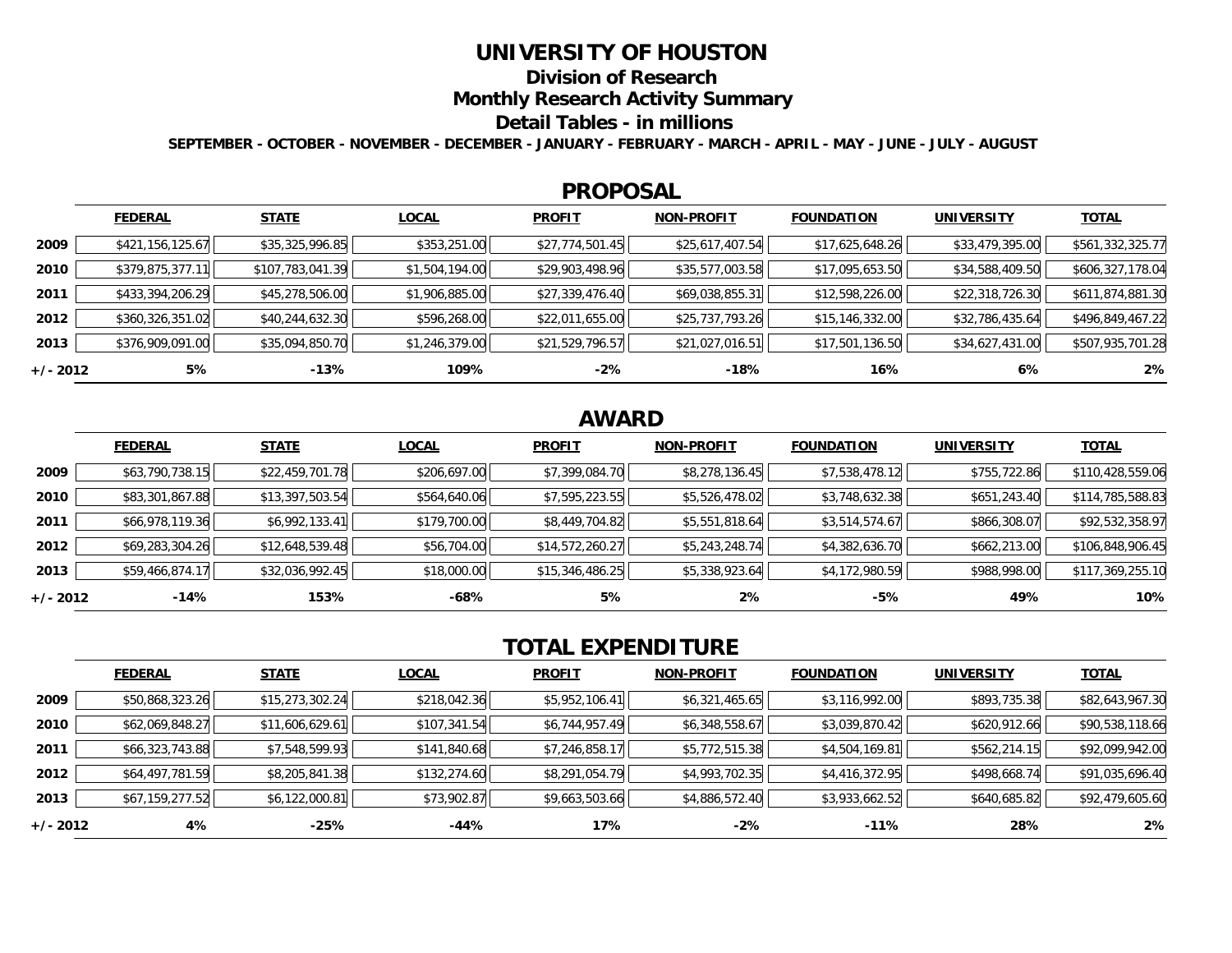# UNIVERSITY OF HOUSTON

## Division of Research

## Monthly Research Activity Summary

## Detail Tables - in millions

**SEPTEMBER - OCTOBER - NOVEMBER - DECEMBER - JANUARY - FEBRUARY - MARCH - APRIL - MAY - JUNE - JULY - AUGUST**

## PROPOSAL

| | FEDERAL | STATE | LOCAL | PROFIT | NON-PROFIT | FOUNDATION | UNIVERSITY | TOTAL |
|---|---|---|---|---|---|---|---|---|
| **2009** | $421,156,125.67 | $35,325,996.85 | $353,251.00 | $27,774,501.45 | $25,617,407.54 | $17,625,648.26 | $33,479,395.00 | $561,332,325.77 |
| **2010** | $379,875,377.11 | $107,783,041.39 | $1,504,194.00 | $29,903,498.96 | $35,577,003.58 | $17,095,653.50 | $34,588,409.50 | $606,327,178.04 |
| **2011** | $433,394,206.29 | $45,278,506.00 | $1,906,885.00 | $27,339,476.40 | $69,038,855.31 | $12,598,226.00 | $22,318,726.30 | $611,874,881.30 |
| **2012** | $360,326,351.02 | $40,244,632.30 | $596,268.00 | $22,011,655.00 | $25,737,793.26 | $15,146,332.00 | $32,786,435.64 | $496,849,467.22 |
| **2013** | $376,909,091.00 | $35,094,850.70 | $1,246,379.00 | $21,529,796.57 | $21,027,016.51 | $17,501,136.50 | $34,627,431.00 | $507,935,701.28 |
| **+/- 2012** | **5%** | **-13%** | **109%** | **-2%** | **-18%** | **16%** | **6%** | **2%** |

## AWARD

| | FEDERAL | STATE | LOCAL | PROFIT | NON-PROFIT | FOUNDATION | UNIVERSITY | TOTAL |
|---|---|---|---|---|---|---|---|---|
| **2009** | $63,790,738.15 | $22,459,701.78 | $206,697.00 | $7,399,084.70 | $8,278,136.45 | $7,538,478.12 | $755,722.86 | $110,428,559.06 |
| **2010** | $83,301,867.88 | $13,397,503.54 | $564,640.06 | $7,595,223.55 | $5,526,478.02 | $3,748,632.38 | $651,243.40 | $114,785,588.83 |
| **2011** | $66,978,119.36 | $6,992,133.41 | $179,700.00 | $8,449,704.82 | $5,551,818.64 | $3,514,574.67 | $866,308.07 | $92,532,358.97 |
| **2012** | $69,283,304.26 | $12,648,539.48 | $56,704.00 | $14,572,260.27 | $5,243,248.74 | $4,382,636.70 | $662,213.00 | $106,848,906.45 |
| **2013** | $59,466,874.17 | $32,036,992.45 | $18,000.00 | $15,346,486.25 | $5,338,923.64 | $4,172,980.59 | $988,998.00 | $117,369,255.10 |
| **+/- 2012** | **-14%** | **153%** | **-68%** | **5%** | **2%** | **-5%** | **49%** | **10%** |

## TOTAL EXPENDITURE

| | FEDERAL | STATE | LOCAL | PROFIT | NON-PROFIT | FOUNDATION | UNIVERSITY | TOTAL |
|---|---|---|---|---|---|---|---|---|
| **2009** | $50,868,323.26 | $15,273,302.24 | $218,042.36 | $5,952,106.41 | $6,321,465.65 | $3,116,992.00 | $893,735.38 | $82,643,967.30 |
| **2010** | $62,069,848.27 | $11,606,629.61 | $107,341.54 | $6,744,957.49 | $6,348,558.67 | $3,039,870.42 | $620,912.66 | $90,538,118.66 |
| **2011** | $66,323,743.88 | $7,548,599.93 | $141,840.68 | $7,246,858.17 | $5,772,515.38 | $4,504,169.81 | $562,214.15 | $92,099,942.00 |
| **2012** | $64,497,781.59 | $8,205,841.38 | $132,274.60 | $8,291,054.79 | $4,993,702.35 | $4,416,372.95 | $498,668.74 | $91,035,696.40 |
| **2013** | $67,159,277.52 | $6,122,000.81 | $73,902.87 | $9,663,503.66 | $4,886,572.40 | $3,933,662.52 | $640,685.82 | $92,479,605.60 |
| **+/- 2012** | **4%** | **-25%** | **-44%** | **17%** | **-2%** | **-11%** | **28%** | **2%** |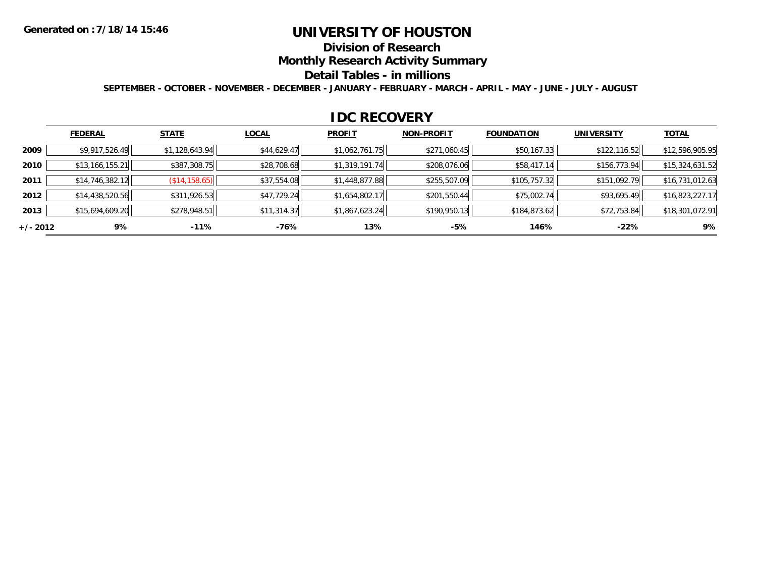Generated on :7/18/14 15:46

# UNIVERSITY OF HOUSTON

## Division of Research

## Monthly Research Activity Summary

## Detail Tables - in millions

**SEPTEMBER - OCTOBER - NOVEMBER - DECEMBER - JANUARY - FEBRUARY - MARCH - APRIL - MAY - JUNE - JULY - AUGUST**

## IDC RECOVERY

| | FEDERAL | STATE | LOCAL | PROFIT | NON-PROFIT | FOUNDATION | UNIVERSITY | TOTAL |
|---|---|---|---|---|---|---|---|---|
| **2009** | $9,917,526.49 | $1,128,643.94 | $44,629.47 | $1,062,761.75 | $271,060.45 | $50,167.33 | $122,116.52 | $12,596,905.95 |
| **2010** | $13,166,155.21 | $387,308.75 | $28,708.68 | $1,319,191.74 | $208,076.06 | $58,417.14 | $156,773.94 | $15,324,631.52 |
| **2011** | $14,746,382.12 | ($14,158.65) | $37,554.08 | $1,448,877.88 | $255,507.09 | $105,757.32 | $151,092.79 | $16,731,012.63 |
| **2012** | $14,438,520.56 | $311,926.53 | $47,729.24 | $1,654,802.17 | $201,550.44 | $75,002.74 | $93,695.49 | $16,823,227.17 |
| **2013** | $15,694,609.20 | $278,948.51 | $11,314.37 | $1,867,623.24 | $190,950.13 | $184,873.62 | $72,753.84 | $18,301,072.91 |
| **+/- 2012** | **9%** | **-11%** | **-76%** | **13%** | **-5%** | **146%** | **-22%** | **9%** |